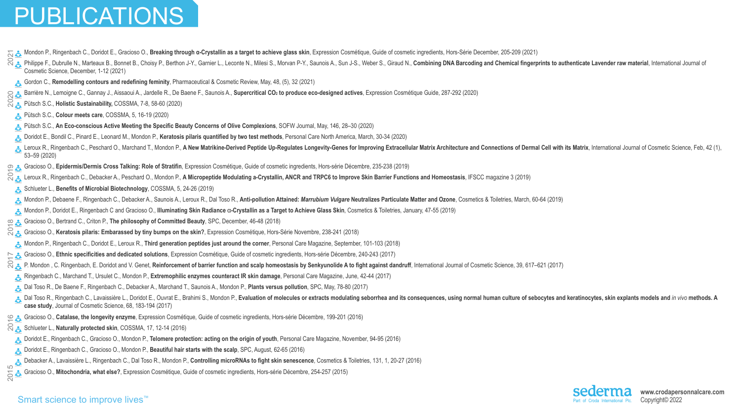# PUBLICATIONS

## 2021

- Mondon P., Ringenbach C., Doridot E., Gracioso O., **Breaking through α-Crystallin as a target to achieve glass skin**, Expression Cosmétique, Guide of cosmetic ingredients, Hors-Série December, 205-209 (2021)
- Philippe F., Dubrulle N., Marteaux B., Bonnet B., Choisy P., Berthon J-Y., Garnier L., Leconte N., Milesi S., Morvan P-Y., Saunois A., Sun J-S., Weber S., Giraud N., **Combining DNA Barcoding and Chemical fingerprints to authenticate Lavender raw material**, International Journal of Cosmetic Science, December, 1-12 (2021)
- Gordon C., **Remodelling contours and redefining feminity**, Pharmaceutical & Cosmetic Review, May, 48, (5), 32 (2021)

## 2020

- Barrière N., Lemoigne C., Gannay J., Aissaoui A., Jardelle R., De Baene F., Saunois A., **Supercritical $CO_2$ to produce eco-designed actives**, Expression Cosmétique Guide, 287-292 (2020)
- Pütsch S.C., **Holistic Sustainability,** COSSMA, 7-8, 58-60 (2020)
- Pütsch S.C., **Colour meets care**, COSSMA, 5, 16-19 (2020)
- Pütsch S.C., **An Eco-conscious Active Meeting the Specific Beauty Concerns of Olive Complexions**, SOFW Journal, May, 146, 28–30 (2020)
- Doridot E., Bondil C., Pinard E., Leonard M., Mondon P., **Keratosis pilaris quantified by two test methods**, Personal Care North America, March, 30-34 (2020)
- Leroux R., Ringenbach C., Peschard O., Marchand T., Mondon P., **A New Matrikine-Derived Peptide Up-Regulates Longevity-Genes for Improving Extracellular Matrix Architecture and Connections of Dermal Cell with its Matrix**, International Journal of Cosmetic Science, Feb, 42 (1), 53–59 (2020)

## 2019

- Gracioso O., **Epidermis/Dermis Cross Talking: Role of Stratifin**, Expression Cosmétique, Guide of cosmetic ingredients, Hors-série Décembre, 235-238 (2019)
- Leroux R., Ringenbach C., Debacker A., Peschard O., Mondon P., **A Micropeptide Modulating a-Crystallin, ANCR and TRPC6 to Improve Skin Barrier Functions and Homeostasis**, IFSCC magazine 3 (2019)
- Schlueter L., **Benefits of Microbial Biotechnology**, COSSMA, 5, 24-26 (2019)
- Mondon P., Debaene F., Ringenbach C., Debacker A., Saunois A., Leroux R., Dal Toso R., **Anti-pollution Attained: *Marrubium Vulgare* Neutralizes Particulate Matter and Ozone**, Cosmetics & Toiletries, March, 60-64 (2019)
- Mondon P., Doridot E., Ringenbach C and Gracioso O., **Illuminating Skin Radiance α-Crystallin as a Target to Achieve Glass Skin**, Cosmetics & Toiletries, January, 47-55 (2019)

## 2018

- Gracioso O., Bertrand C., Criton P., **The philosophy of Committed Beauty**, SPC, December, 46-48 (2018)
- Gracioso O., **Keratosis pilaris: Embarassed by tiny bumps on the skin?**, Expression Cosmétique, Hors-Série Novembre, 238-241 (2018)
- Mondon P., Ringenbach C., Doridot E., Leroux R., **Third generation peptides just around the corner**, Personal Care Magazine, September, 101-103 (2018)

## 2017

- Gracioso O., **Ethnic specificities and dedicated solutions**, Expression Cosmétique, Guide of cosmetic ingredients, Hors-série Décembre, 240-243 (2017)
- P. Mondon , C. Ringenbach, E. Doridot and V. Genet, **Reinforcement of barrier function and scalp homeostasis by Senkyunolide A to fight against dandruff**, International Journal of Cosmetic Science, 39, 617–621 (2017)
- Ringenbach C., Marchand T., Ursulet C., Mondon P., **Extremophilic enzymes counteract IR skin damage**, Personal Care Magazine, June, 42-44 (2017)
- Dal Toso R., De Baene F., Ringenbach C., Debacker A., Marchand T., Saunois A., Mondon P., **Plants versus pollution**, SPC, May, 78-80 (2017)
- Dal Toso R., Ringenbach C., Lavaissière L., Doridot E., Ouvrat E., Brahimi S., Mondon P., **Evaluation of molecules or extracts modulating seborrhea and its consequences, using normal human culture of sebocytes and keratinocytes, skin explants models and *in vivo* methods. A case study**, Journal of Cosmetic Science, 68, 183-194 (2017)

## 2016

- Gracioso O., **Catalase, the longevity enzyme**, Expression Cosmétique, Guide of cosmetic ingredients, Hors-série Décembre, 199-201 (2016)
- Schlueter L., **Naturally protected skin**, COSSMA, 17, 12-14 (2016)
- Doridot E., Ringenbach C., Gracioso O., Mondon P., **Telomere protection: acting on the origin of youth**, Personal Care Magazine, November, 94-95 (2016)
- Doridot E., Ringenbach C., Gracioso O., Mondon P., **Beautiful hair starts with the scalp**, SPC, August, 62-65 (2016)
- Debacker A., Lavaissière L., Ringenbach C., Dal Toso R., Mondon P., **Controlling microRNAs to fight skin senescence**, Cosmetics & Toiletries, 131, 1, 20-27 (2016)

## 2015

- Gracioso O., **Mitochondria, what else?**, Expression Cosmétique, Guide of cosmetic ingredients, Hors-série Décembre, 254-257 (2015)

Smart science to improve lives™

sederma
Part of Croda International Plc.

www.crodapersonnalcare.com
Copyright© 2022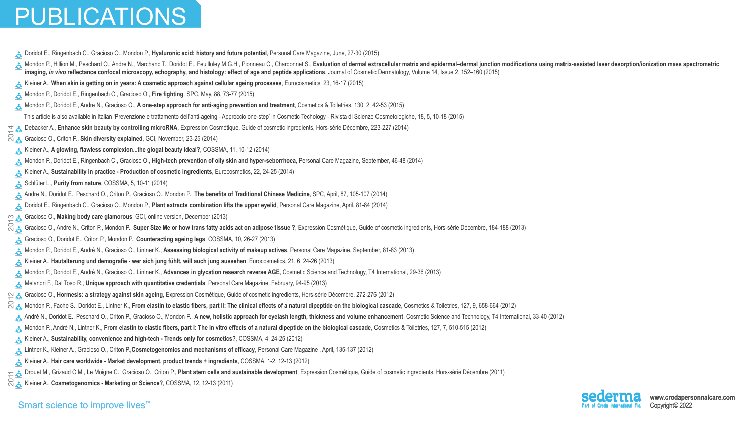# PUBLICATIONS

- Doridot E., Ringenbach C., Gracioso O., Mondon P., **Hyaluronic acid: history and future potential**, Personal Care Magazine, June, 27-30 (2015)
- Mondon P., Hillion M., Peschard O., Andre N., Marchand T., Doridot E., Feuilloley M.G.H., Pionneau C., Chardonnet S., **Evaluation of dermal extracellular matrix and epidermal–dermal junction modifications using matrix-assisted laser desorption/ionization mass spectrometric imaging, *in vivo* reflectance confocal microscopy, echography, and histology: effect of age and peptide applications**, Journal of Cosmetic Dermatology, Volume 14, Issue 2, 152–160 (2015)
- Kleiner A., **When skin is getting on in years: A cosmetic approach against cellular ageing processes**, Eurocosmetics, 23, 16-17 (2015)
- Mondon P., Doridot E., Ringenbach C., Gracioso O., **Fire fighting**, SPC, May, 88, 73-77 (2015)
- Mondon P., Doridot E., Andre N., Gracioso O., **A one-step approach for anti-aging prevention and treatment**, Cosmetics & Toiletries, 130, 2, 42-53 (2015)

  This article is also available in Italian 'Prevenzione e trattamento dell'anti-ageing - Approccio one-step' in Cosmetic Techology - Rivista di Scienze Cosmetologiche, 18, 5, 10-18 (2015)

## 2014

- Debacker A., **Enhance skin beauty by controlling microRNA**, Expression Cosmétique, Guide of cosmetic ingredients, Hors-série Décembre, 223-227 (2014)
- Gracioso O., Criton P., **Skin diversity explained**, GCI, November, 23-25 (2014)
- Kleiner A., **A glowing, flawless complexion...the glogal beauty ideal?**, COSSMA, 11, 10-12 (2014)
- Mondon P., Doridot E., Ringenbach C., Gracioso O., **High-tech prevention of oily skin and hyper-seborrhoea**, Personal Care Magazine, September, 46-48 (2014)
- Kleiner A., **Sustainability in practice - Production of cosmetic ingredients**, Eurocosmetics, 22, 24-25 (2014)
- Schlüter L., **Purity from nature**, COSSMA, 5, 10-11 (2014)
- Andre N., Doridot E., Peschard O., Criton P., Gracioso O., Mondon P., **The benefits of Traditional Chinese Medicine**, SPC, April, 87, 105-107 (2014)
- Doridot E., Ringenbach C., Gracioso O., Mondon P., **Plant extracts combination lifts the upper eyelid**, Personal Care Magazine, April, 81-84 (2014)

## 2013

- Gracioso O., **Making body care glamorous**, GCI, online version, December (2013)
- Gracioso O., Andre N., Criton P., Mondon P., **Super Size Me or how trans fatty acids act on adipose tissue ?**, Expression Cosmétique, Guide of cosmetic ingredients, Hors-série Décembre, 184-188 (2013)
- Gracioso O., Doridot E., Criton P., Mondon P., **Counteracting ageing legs**, COSSMA, 10, 26-27 (2013)
- Mondon P., Doridot E., André N., Gracioso O., Lintner K., **Assessing biological activity of makeup actives**, Personal Care Magazine, September, 81-83 (2013)
- Kleiner A., **Hautalterung und demografie - wer sich jung fühlt, will auch jung aussehen**, Eurocosmetics, 21, 6, 24-26 (2013)
- Mondon P., Doridot E., André N., Gracioso O., Lintner K., **Advances in glycation research reverse AGE**, Cosmetic Science and Technology, T4 International, 29-36 (2013)
- Melandri F., Dal Toso R., **Unique approach with quantitative credentials**, Personal Care Magazine, February, 94-95 (2013)

## 2012

- Gracioso O., **Hormesis: a strategy against skin ageing**, Expression Cosmétique, Guide of cosmetic ingredients, Hors-série Décembre, 272-276 (2012)
- Mondon P., Fache S., Doridot E., Lintner K., **From elastin to elastic fibers, part II: The clinical effects of a natural dipeptide on the biological cascade**, Cosmetics & Toiletries, 127, 9, 658-664 (2012)
- André N., Doridot E., Peschard O., Criton P., Gracioso O., Mondon P., **A new, holistic approach for eyelash length, thickness and volume enhancement**, Cosmetic Science and Technology, T4 International, 33-40 (2012)
- Mondon P., André N., Lintner K., **From elastin to elastic fibers, part I: The in vitro effects of a natural dipeptide on the biological cascade**, Cosmetics & Toiletries, 127, 7, 510-515 (2012)
- Kleiner A., **Sustainability, convenience and high-tech - Trends only for cosmetics?**, COSSMA, 4, 24-25 (2012)
- Lintner K., Kleiner A., Gracioso O., Criton P.,**Cosmetogenomics and mechanisms of efficacy**, Personal Care Magazine , April, 135-137 (2012)
- Kleiner A., **Hair care worldwide - Market development, product trends + ingredients**, COSSMA, 1-2, 12-13 (2012)

## 2011

- Drouet M., Grizaud C.M., Le Moigne C., Gracioso O., Criton P., **Plant stem cells and sustainable development**, Expression Cosmétique, Guide of cosmetic ingredients, Hors-série Décembre (2011)
- Kleiner A., **Cosmetogenomics - Marketing or Science?**, COSSMA, 12, 12-13 (2011)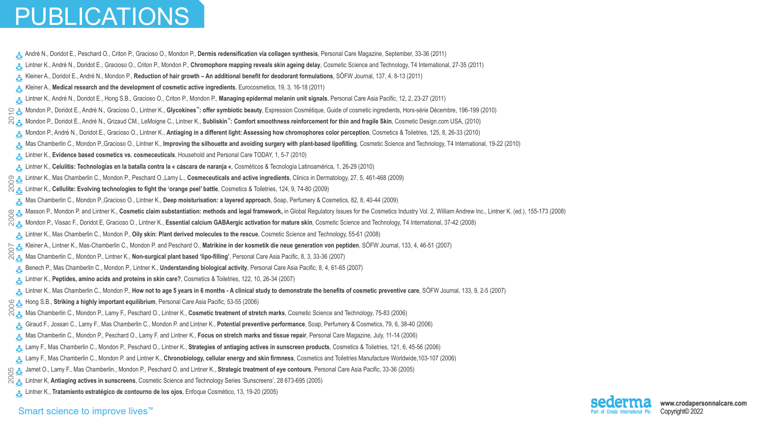# PUBLICATIONS

- André N., Doridot E., Peschard O., Criton P., Gracioso O., Mondon P., **Dermis redensification via collagen synthesis**, Personal Care Magazine, September, 33-36 (2011)
- Lintner K., André N., Doridot E., Gracioso O., Criton P., Mondon P., **Chromophore mapping reveals skin ageing delay**, Cosmetic Science and Technology, T4 International, 27-35 (2011)
- Kleiner A., Doridot E., André N., Mondon P., **Reduction of hair growth – An additional benefit for deodorant formulations**, SÖFW Journal, 137, 4, 8-13 (2011)
- Kleiner A., **Medical research and the development of cosmetic active ingredients**, Eurocosmetics, 19, 3, 16-18 (2011)
- Lintner K., André N., Doridot E., Hong S.B., Gracioso O., Criton P., Mondon P., **Managing epidermal melanin unit signals**, Personal Care Asia Pacific, 12, 2, 23-27 (2011)

**2010**

- Mondon P., Doridot E., André N., Gracioso O., Lintner K., **Glycokines™: offer symbiotic beauty**, Expression Cosmétique, Guide of cosmetic ingredients, Hors-série Décembre, 196-199 (2010)
- Mondon P., Doridot E., André N., Grizaud CM., LeMoigne C., Lintner K., **Subliskin™: Comfort smoothness reinforcement for thin and fragile Skin**, Cosmetic Design.com USA, (2010)
- Mondon P., André N., Doridot E., Gracioso O., Lintner K., **Antiaging in a different light: Assessing how chromophores color perception**, Cosmetics & Toiletries, 125, 8, 26-33 (2010)
- Mas Chamberlin C., Mondon P.,Gracioso O., Lintner K., **Improving the silhouette and avoiding surgery with plant-based lipofilling**, Cosmetic Science and Technology, T4 International, 19-22 (2010)
- Lintner K., **Evidence based cosmetics vs. cosmeceuticals**, Household and Personal Care TODAY, 1, 5-7 (2010)
- Lintner K., **Celulitis: Technologías en la batalla contra la « cáscara de naranja «**, Cosméticos & Tecnología Latinoamérica, 1, 26-29 (2010)

**2009**

- Lintner K., Mas Chamberlin C., Mondon P., Peschard O.,Lamy L., **Cosmeceuticals and active ingredients**, Clinics in Dermatology, 27, 5, 461-468 (2009)
- Lintner K., **Cellulite: Evolving technologies to fight the 'orange peel' battle**, Cosmetics & Toiletries, 124, 9, 74-80 (2009)
- Mas Chamberlin C., Mondon P.,Gracioso O., Lintner K., **Deep moisturisation: a layered approach**, Soap, Perfumery & Cosmetics, 82, 8, 40-44 (2009)

**2008**

- Masson P., Mondon P. and Lintner K., **Cosmetic claim substantiation: methods and legal framework,** in Global Regulatory Issues for the Cosmetics Industry Vol. 2, William Andrew Inc., Lintner K. (ed.), 155-173 (2008)
- Mondon P., Vissac F., Doridot E, Gracioso O., Lintner K., **Essential calcium GABAergic activation for mature skin**, Cosmetic Science and Technology, T4 International, 37-42 (2008)
- Lintner K., Mas Chamberlin C., Mondon P., **Oily skin: Plant derived molecules to the rescue**, Cosmetic Science and Technology, 55-61 (2008)

**2007**

- Kleiner A., Lintner K., Mas-Chamberlin C., Mondon P. and Peschard O., **Matrikine in der kosmetik die neue generation von peptiden**, SÖFW Journal, 133, 4, 46-51 (2007)
- Mas Chamberlin C., Mondon P., Lintner K., **Non-surgical plant based 'lipo-filling'**, Personal Care Asia Pacific, 8, 3, 33-36 (2007)
- Benech P., Mas Chamberlin C., Mondon P., Lintner K., **Understanding biological activity**, Personal Care Asia Pacific, 8, 4, 61-65 (2007)
- Lintner K., **Peptides, amino acids and proteins in skin care?**, Cosmetics & Toiletries, 122, 10, 26-34 (2007)
- Lintner K., Mas Chamberlin C., Mondon P., **How not to age 5 years in 6 months - A clinical study to demonstrate the benefits of cosmetic preventive care**, SÖFW Journal, 133, 9, 2-5 (2007)

**2006**

- Hong S.B., **Striking a highly important equilibrium**, Personal Care Asia Pacific, 53-55 (2006)
- Mas Chamberlin C., Mondon P., Lamy F., Peschard O., Lintner K., **Cosmetic treatment of stretch marks**, Cosmetic Science and Technology, 75-83 (2006)
- Giraud F., Jossan C., Lamy F., Mas Chamberlin C., Mondon P. and Lintner K., **Potential preventive performance**, Soap, Perfumery & Cosmetics, 79, 6, 38-40 (2006)
- Mas Chamberlin C., Mondon P., Peschard O., Lamy F. and Lintner K., **Focus on stretch marks and tissue repair**, Personal Care Magazine, July, 11-14 (2006)
- Lamy F., Mas Chamberlin C., Mondon P., Peschard O., Lintner K., **Strategies of antiaging actives in sunscreen products**, Cosmetics & Toiletries, 121, 6, 45-56 (2006)
- Lamy F., Mas Chamberlin C., Mondon P. and Lintner K., **Chronobiology, cellular energy and skin firmness**, Cosmetics and Toiletries Manufacture Worldwide,103-107 (2006)

**2005**

- Jamet O., Lamy F., Mas Chamberlin., Mondon P., Peschard O. and Lintner K., **Strategic treatment of eye contours**, Personal Care Asia Pacific, 33-36 (2005)
- Lintner K, **Antiaging actives in sunscreens**, Cosmetic Science and Technology Series 'Sunscreens', 28 673-695 (2005)
- Lintner K., **Tratamiento estratégico de contourno de los ojos**, Enfoque Cosmético, 13, 19-20 (2005)

Smart science to improve lives™

sederma Part of Croda International Plc. www.crodapersonnalcare.com Copyright© 2022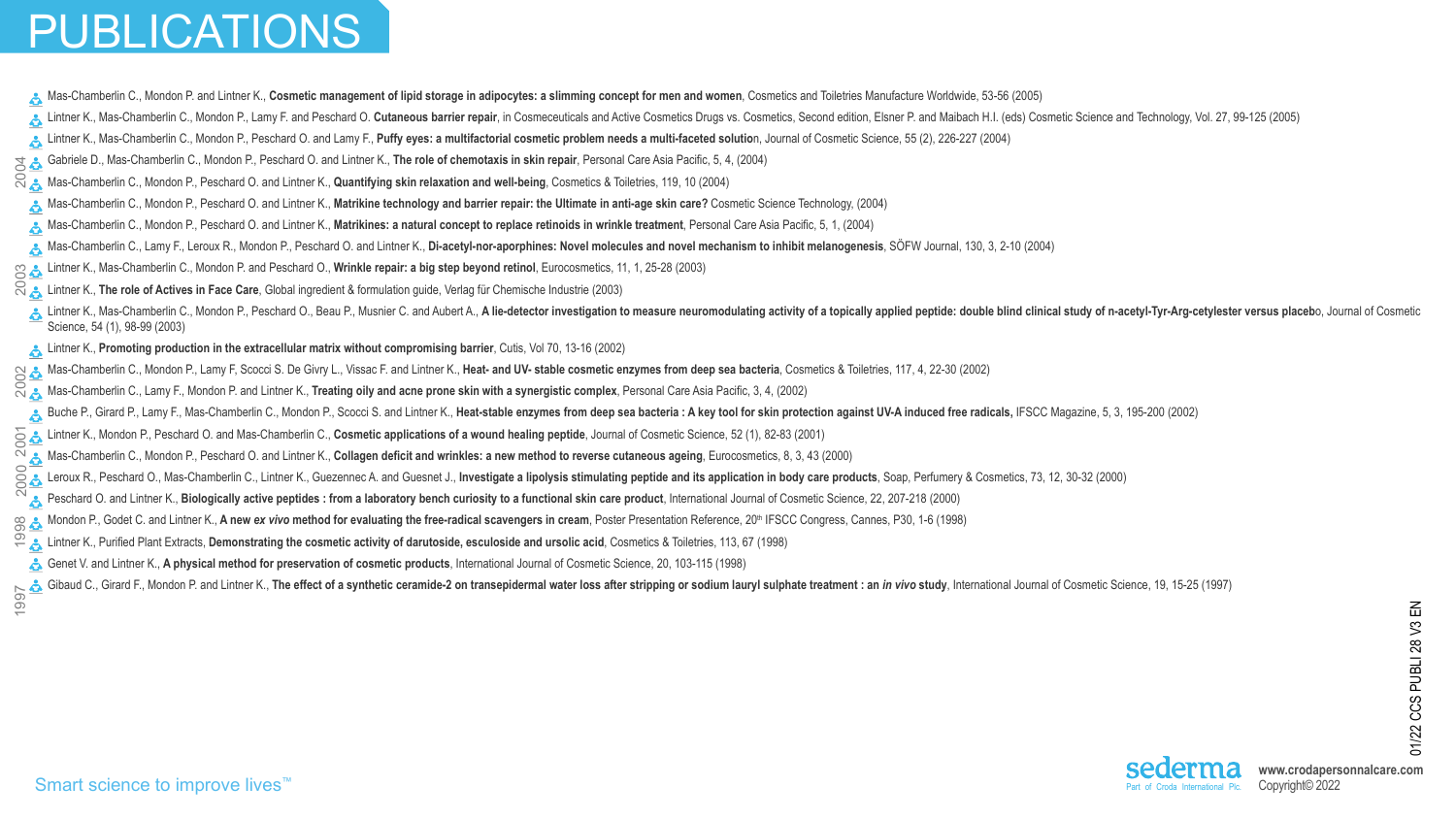# PUBLICATIONS

- Mas-Chamberlin C., Mondon P. and Lintner K., **Cosmetic management of lipid storage in adipocytes: a slimming concept for men and women**, Cosmetics and Toiletries Manufacture Worldwide, 53-56 (2005)
- Lintner K., Mas-Chamberlin C., Mondon P., Lamy F. and Peschard O. **Cutaneous barrier repair**, in Cosmeceuticals and Active Cosmetics Drugs vs. Cosmetics, Second edition, Elsner P. and Maibach H.I. (eds) Cosmetic Science and Technology, Vol. 27, 99-125 (2005)
- Lintner K., Mas-Chamberlin C., Mondon P., Peschard O. and Lamy F., **Puffy eyes: a multifactorial cosmetic problem needs a multi-faceted solutio**n, Journal of Cosmetic Science, 55 (2), 226-227 (2004)

2004

- Gabriele D., Mas-Chamberlin C., Mondon P., Peschard O. and Lintner K., **The role of chemotaxis in skin repair**, Personal Care Asia Pacific, 5, 4, (2004)
- Mas-Chamberlin C., Mondon P., Peschard O. and Lintner K., **Quantifying skin relaxation and well-being**, Cosmetics & Toiletries, 119, 10 (2004)
- Mas-Chamberlin C., Mondon P., Peschard O. and Lintner K., **Matrikine technology and barrier repair: the Ultimate in anti-age skin care?** Cosmetic Science Technology, (2004)
- Mas-Chamberlin C., Mondon P., Peschard O. and Lintner K., **Matrikines: a natural concept to replace retinoids in wrinkle treatment**, Personal Care Asia Pacific, 5, 1, (2004)
- Mas-Chamberlin C., Lamy F., Leroux R., Mondon P., Peschard O. and Lintner K., **Di-acetyl-nor-aporphines: Novel molecules and novel mechanism to inhibit melanogenesis**, SÖFW Journal, 130, 3, 2-10 (2004)

2003

- Lintner K., Mas-Chamberlin C., Mondon P. and Peschard O., **Wrinkle repair: a big step beyond retinol**, Eurocosmetics, 11, 1, 25-28 (2003)
- Lintner K., **The role of Actives in Face Care**, Global ingredient & formulation guide, Verlag für Chemische Industrie (2003)
- Lintner K., Mas-Chamberlin C., Mondon P., Peschard O., Beau P., Musnier C. and Aubert A., **A lie-detector investigation to measure neuromodulating activity of a topically applied peptide: double blind clinical study of n-acetyl-Tyr-Arg-cetylester versus placeb**o, Journal of Cosmetic Science, 54 (1), 98-99 (2003)

2002

- Lintner K., **Promoting production in the extracellular matrix without compromising barrier**, Cutis, Vol 70, 13-16 (2002)
- Mas-Chamberlin C., Mondon P., Lamy F, Scocci S. De Givry L., Vissac F. and Lintner K., **Heat- and UV- stable cosmetic enzymes from deep sea bacteria**, Cosmetics & Toiletries, 117, 4, 22-30 (2002)
- Mas-Chamberlin C., Lamy F., Mondon P. and Lintner K., **Treating oily and acne prone skin with a synergistic complex**, Personal Care Asia Pacific, 3, 4, (2002)
- Buche P., Girard P., Lamy F., Mas-Chamberlin C., Mondon P., Scocci S. and Lintner K., **Heat-stable enzymes from deep sea bacteria : A key tool for skin protection against UV-A induced free radicals,** IFSCC Magazine, 5, 3, 195-200 (2002)

2001

- Lintner K., Mondon P., Peschard O. and Mas-Chamberlin C., **Cosmetic applications of a wound healing peptide**, Journal of Cosmetic Science, 52 (1), 82-83 (2001)

2000

- Mas-Chamberlin C., Mondon P., Peschard O. and Lintner K., **Collagen deficit and wrinkles: a new method to reverse cutaneous ageing**, Eurocosmetics, 8, 3, 43 (2000)
- Leroux R., Peschard O., Mas-Chamberlin C., Lintner K., Guezennec A. and Guesnet J., **Investigate a lipolysis stimulating peptide and its application in body care products**, Soap, Perfumery & Cosmetics, 73, 12, 30-32 (2000)
- Peschard O. and Lintner K., **Biologically active peptides : from a laboratory bench curiosity to a functional skin care product**, International Journal of Cosmetic Science, 22, 207-218 (2000)

1998

- Mondon P., Godet C. and Lintner K., **A new *ex vivo* method for evaluating the free-radical scavengers in cream**, Poster Presentation Reference, 20th IFSCC Congress, Cannes, P30, 1-6 (1998)
- Lintner K., Purified Plant Extracts, **Demonstrating the cosmetic activity of darutoside, esculoside and ursolic acid**, Cosmetics & Toiletries, 113, 67 (1998)
- Genet V. and Lintner K., **A physical method for preservation of cosmetic products**, International Journal of Cosmetic Science, 20, 103-115 (1998)

1997

- Gibaud C., Girard F., Mondon P. and Lintner K., **The effect of a synthetic ceramide-2 on transepidermal water loss after stripping or sodium lauryl sulphate treatment : an *in vivo* study**, International Journal of Cosmetic Science, 19, 15-25 (1997)

01/22 CCS PUBLI 28 V3 EN

Smart science to improve lives™

sederma
Part of Croda International Plc.

www.crodapersonnalcare.com
Copyright© 2022